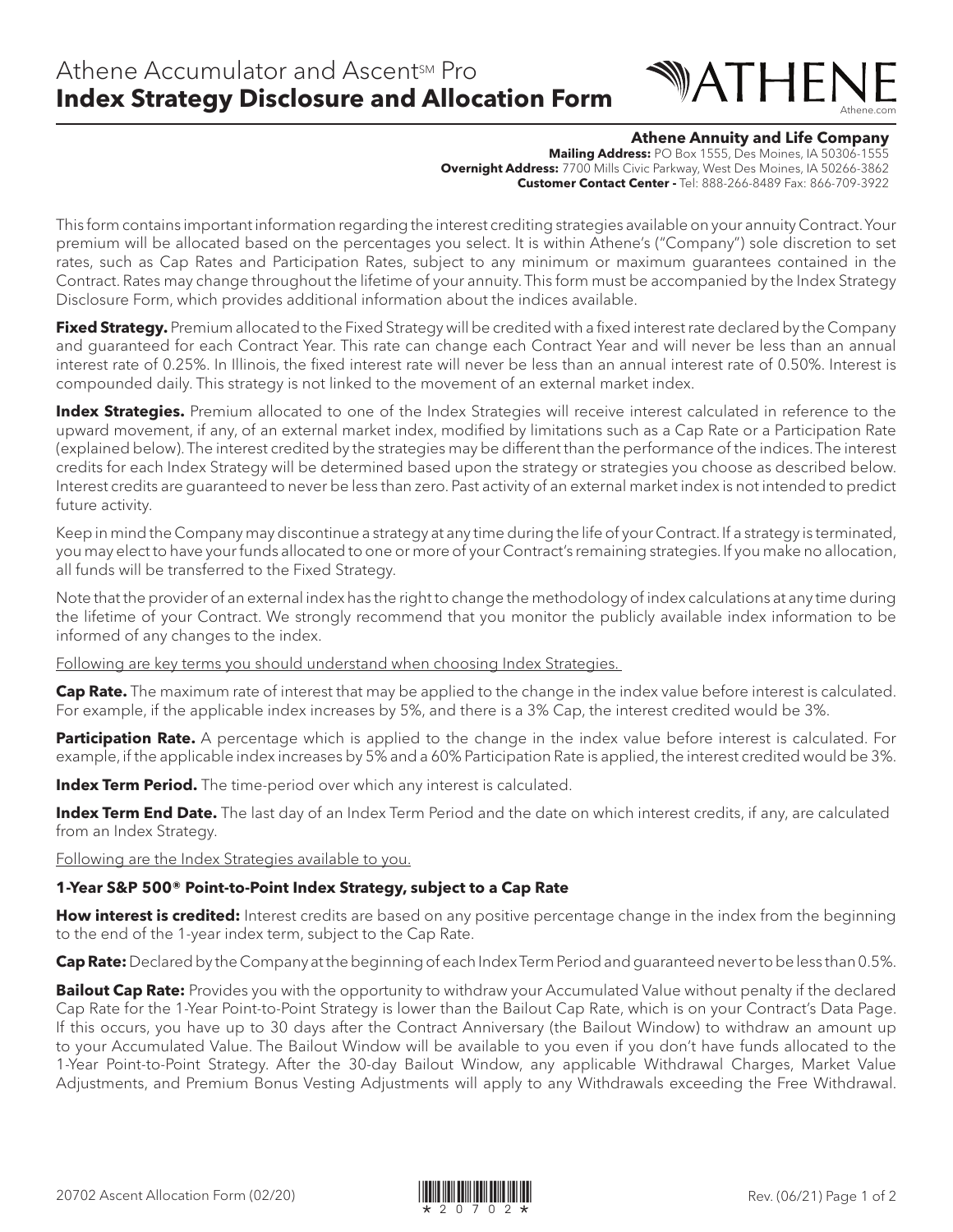# Athene Accumulator and Ascent℠ Pro
## Index Strategy Disclosure and Allocation Form

ATHENE
Athene.com

**Athene Annuity and Life Company**
**Mailing Address:** PO Box 1555, Des Moines, IA 50306-1555
**Overnight Address:** 7700 Mills Civic Parkway, West Des Moines, IA 50266-3862
**Customer Contact Center -** Tel: 888-266-8489 Fax: 866-709-3922

This form contains important information regarding the interest crediting strategies available on your annuity Contract. Your premium will be allocated based on the percentages you select. It is within Athene's ("Company") sole discretion to set rates, such as Cap Rates and Participation Rates, subject to any minimum or maximum guarantees contained in the Contract. Rates may change throughout the lifetime of your annuity. This form must be accompanied by the Index Strategy Disclosure Form, which provides additional information about the indices available.

**Fixed Strategy.** Premium allocated to the Fixed Strategy will be credited with a fixed interest rate declared by the Company and guaranteed for each Contract Year. This rate can change each Contract Year and will never be less than an annual interest rate of 0.25%. In Illinois, the fixed interest rate will never be less than an annual interest rate of 0.50%. Interest is compounded daily. This strategy is not linked to the movement of an external market index.

**Index Strategies.** Premium allocated to one of the Index Strategies will receive interest calculated in reference to the upward movement, if any, of an external market index, modified by limitations such as a Cap Rate or a Participation Rate (explained below). The interest credited by the strategies may be different than the performance of the indices. The interest credits for each Index Strategy will be determined based upon the strategy or strategies you choose as described below. Interest credits are guaranteed to never be less than zero. Past activity of an external market index is not intended to predict future activity.

Keep in mind the Company may discontinue a strategy at any time during the life of your Contract. If a strategy is terminated, you may elect to have your funds allocated to one or more of your Contract's remaining strategies. If you make no allocation, all funds will be transferred to the Fixed Strategy.

Note that the provider of an external index has the right to change the methodology of index calculations at any time during the lifetime of your Contract. We strongly recommend that you monitor the publicly available index information to be informed of any changes to the index.

<u>Following are key terms you should understand when choosing Index Strategies.</u>

**Cap Rate.** The maximum rate of interest that may be applied to the change in the index value before interest is calculated. For example, if the applicable index increases by 5%, and there is a 3% Cap, the interest credited would be 3%.

**Participation Rate.** A percentage which is applied to the change in the index value before interest is calculated. For example, if the applicable index increases by 5% and a 60% Participation Rate is applied, the interest credited would be 3%.

**Index Term Period.** The time-period over which any interest is calculated.

**Index Term End Date.** The last day of an Index Term Period and the date on which interest credits, if any, are calculated from an Index Strategy.

<u>Following are the Index Strategies available to you.</u>

### 1-Year S&P 500® Point-to-Point Index Strategy, subject to a Cap Rate

**How interest is credited:** Interest credits are based on any positive percentage change in the index from the beginning to the end of the 1-year index term, subject to the Cap Rate.

**Cap Rate:** Declared by the Company at the beginning of each Index Term Period and guaranteed never to be less than 0.5%.

**Bailout Cap Rate:** Provides you with the opportunity to withdraw your Accumulated Value without penalty if the declared Cap Rate for the 1-Year Point-to-Point Strategy is lower than the Bailout Cap Rate, which is on your Contract's Data Page. If this occurs, you have up to 30 days after the Contract Anniversary (the Bailout Window) to withdraw an amount up to your Accumulated Value. The Bailout Window will be available to you even if you don't have funds allocated to the 1-Year Point-to-Point Strategy. After the 30-day Bailout Window, any applicable Withdrawal Charges, Market Value Adjustments, and Premium Bonus Vesting Adjustments will apply to any Withdrawals exceeding the Free Withdrawal.

20702 Ascent Allocation Form (02/20)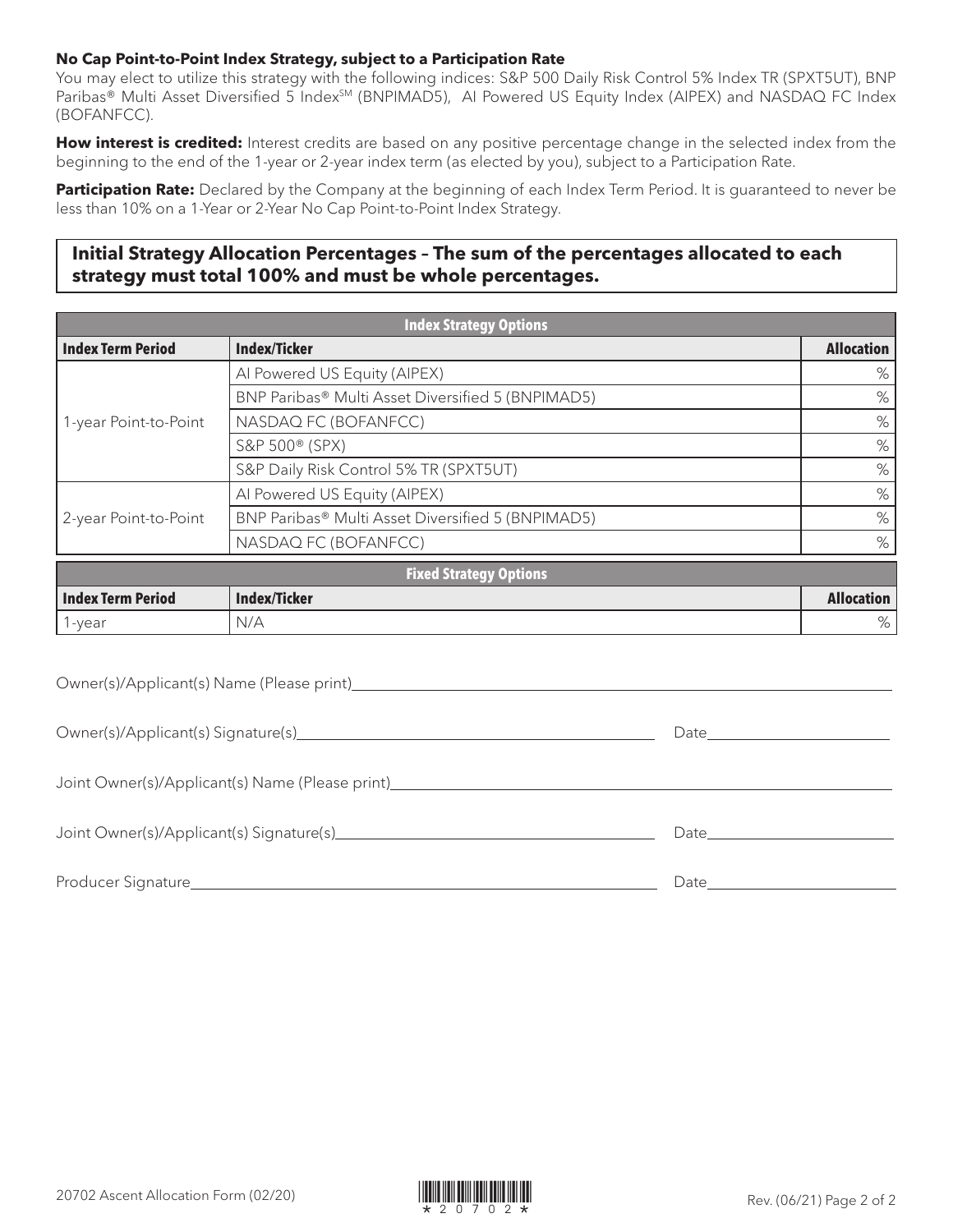**No Cap Point-to-Point Index Strategy, subject to a Participation Rate**

You may elect to utilize this strategy with the following indices: S&P 500 Daily Risk Control 5% Index TR (SPXT5UT), BNP Paribas® Multi Asset Diversified 5 Index℠ (BNPIMAD5), AI Powered US Equity Index (AIPEX) and NASDAQ FC Index (BOFANFCC).

**How interest is credited:** Interest credits are based on any positive percentage change in the selected index from the beginning to the end of the 1-year or 2-year index term (as elected by you), subject to a Participation Rate.

**Participation Rate:** Declared by the Company at the beginning of each Index Term Period. It is guaranteed to never be less than 10% on a 1-Year or 2-Year No Cap Point-to-Point Index Strategy.

**Initial Strategy Allocation Percentages – The sum of the percentages allocated to each strategy must total 100% and must be whole percentages.**

| Index Strategy Options | | |
|---|---|---|
| **Index Term Period** | **Index/Ticker** | **Allocation** |
| 1-year Point-to-Point | AI Powered US Equity (AIPEX) | % |
| | BNP Paribas® Multi Asset Diversified 5 (BNPIMAD5) | % |
| | NASDAQ FC (BOFANFCC) | % |
| | S&P 500® (SPX) | % |
| | S&P Daily Risk Control 5% TR (SPXT5UT) | % |
| 2-year Point-to-Point | AI Powered US Equity (AIPEX) | % |
| | BNP Paribas® Multi Asset Diversified 5 (BNPIMAD5) | % |
| | NASDAQ FC (BOFANFCC) | % |

| Fixed Strategy Options | | |
|---|---|---|
| **Index Term Period** | **Index/Ticker** | **Allocation** |
| 1-year | N/A | % |

Owner(s)/Applicant(s) Name (Please print)\_\_\_\_\_\_\_\_\_\_\_\_\_\_\_\_\_\_\_\_\_\_\_\_\_\_\_\_

Owner(s)/Applicant(s) Signature(s)\_\_\_\_\_\_\_\_\_\_\_\_\_\_\_\_\_\_\_\_\_\_\_\_ Date\_\_\_\_\_\_\_\_\_\_\_\_

Joint Owner(s)/Applicant(s) Name (Please print)\_\_\_\_\_\_\_\_\_\_\_\_\_\_\_\_\_\_\_\_\_\_\_\_\_\_\_\_

Joint Owner(s)/Applicant(s) Signature(s)\_\_\_\_\_\_\_\_\_\_\_\_\_\_\_\_\_\_\_\_\_\_\_\_ Date\_\_\_\_\_\_\_\_\_\_\_\_

Producer Signature\_\_\_\_\_\_\_\_\_\_\_\_\_\_\_\_\_\_\_\_\_\_\_\_ Date\_\_\_\_\_\_\_\_\_\_\_\_

20702 Ascent Allocation Form (02/20)

\*20702\*

Rev. (06/21)